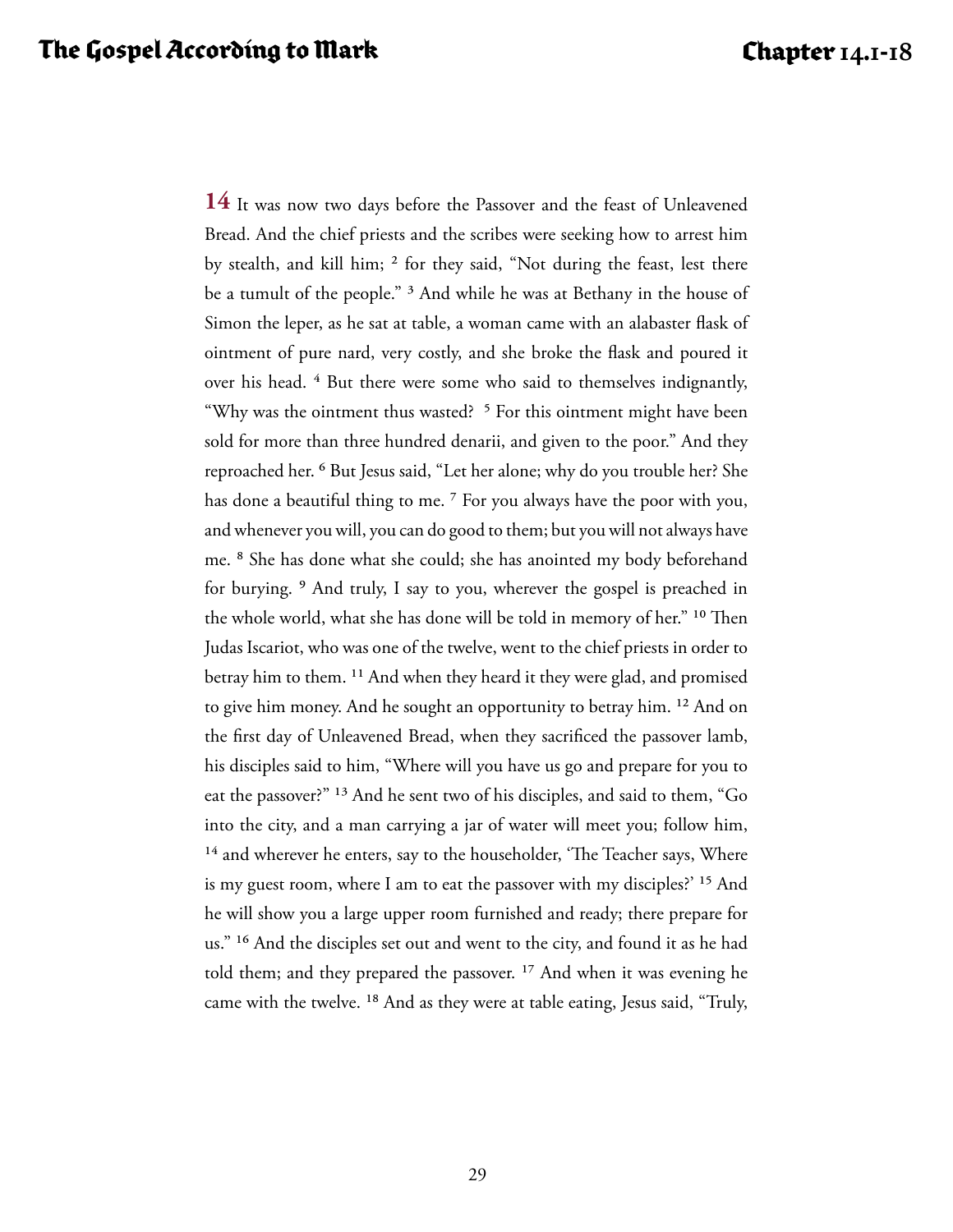**14** It was now two days before the Passover and the feast of Unleavened Bread. And the chief priests and the scribes were seeking how to arrest him by stealth, and kill him; [2] for they said, "Not during the feast, lest there be a tumult of the people." [3] And while he was at Bethany in the house of Simon the leper, as he sat at table, a woman came with an alabaster flask of ointment of pure nard, very costly, and she broke the flask and poured it over his head. [4] But there were some who said to themselves indignantly, "Why was the ointment thus wasted? [5] For this ointment might have been sold for more than three hundred denarii, and given to the poor." And they reproached her. [6] But Jesus said, "Let her alone; why do you trouble her? She has done a beautiful thing to me. [7] For you always have the poor with you, and whenever you will, you can do good to them; but you will not always have me. [8] She has done what she could; she has anointed my body beforehand for burying. [9] And truly, I say to you, wherever the gospel is preached in the whole world, what she has done will be told in memory of her." [10] Then Judas Iscariot, who was one of the twelve, went to the chief priests in order to betray him to them. [11] And when they heard it they were glad, and promised to give him money. And he sought an opportunity to betray him. [12] And on the first day of Unleavened Bread, when they sacrificed the passover lamb, his disciples said to him, "Where will you have us go and prepare for you to eat the passover?" [13] And he sent two of his disciples, and said to them, "Go into the city, and a man carrying a jar of water will meet you; follow him, [14] and wherever he enters, say to the householder, 'The Teacher says, Where is my guest room, where I am to eat the passover with my disciples?' [15] And he will show you a large upper room furnished and ready; there prepare for us." [16] And the disciples set out and went to the city, and found it as he had told them; and they prepared the passover. [17] And when it was evening he came with the twelve. [18] And as they were at table eating, Jesus said, "Truly,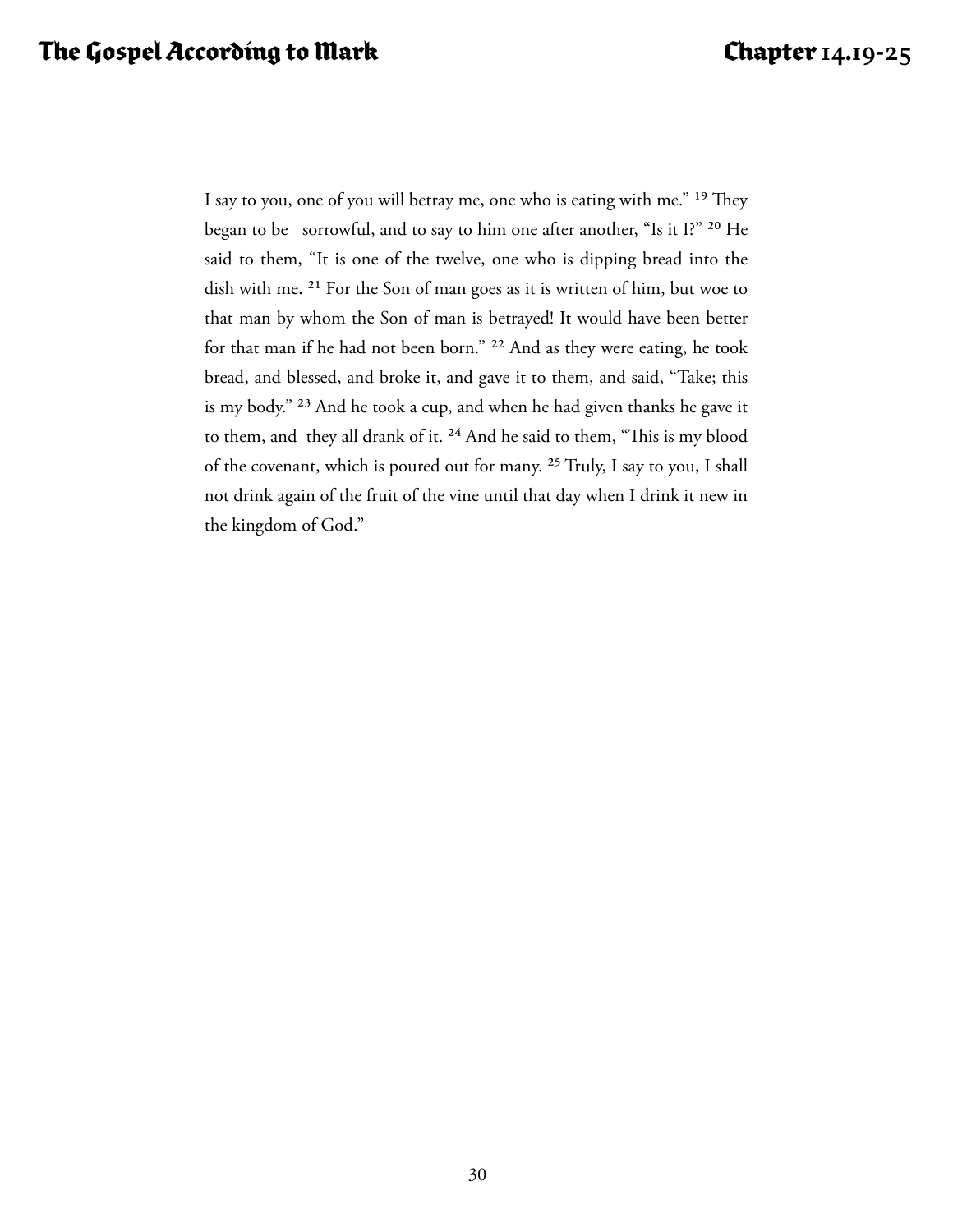I say to you, one of you will betray me, one who is eating with me." [19] They began to be sorrowful, and to say to him one after another, "Is it I?" [20] He said to them, "It is one of the twelve, one who is dipping bread into the dish with me. [21] For the Son of man goes as it is written of him, but woe to that man by whom the Son of man is betrayed! It would have been better for that man if he had not been born." [22] And as they were eating, he took bread, and blessed, and broke it, and gave it to them, and said, "Take; this is my body." [23] And he took a cup, and when he had given thanks he gave it to them, and they all drank of it. [24] And he said to them, "This is my blood of the covenant, which is poured out for many. [25] Truly, I say to you, I shall not drink again of the fruit of the vine until that day when I drink it new in the kingdom of God."